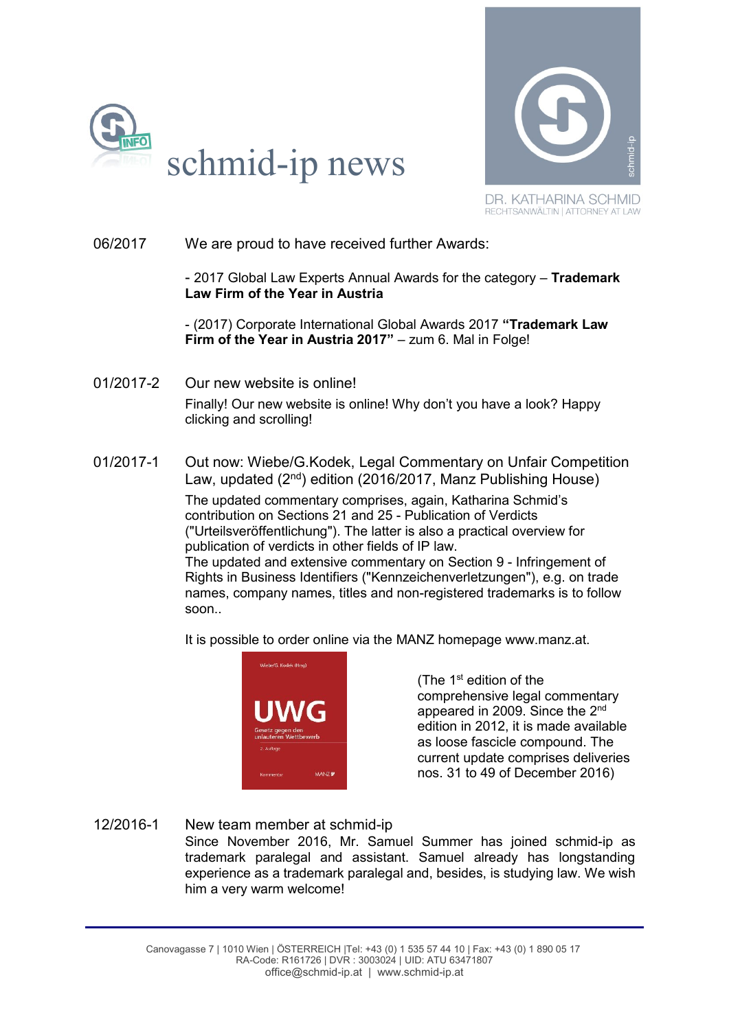# schmid-ip news

DR. KATHARINA SCHMID
RECHTSANWÄLTIN | ATTORNEY AT LAW

**06/2017** We are proud to have received further Awards:

- 2017 Global Law Experts Annual Awards for the category – **Trademark Law Firm of the Year in Austria**

- (2017) Corporate International Global Awards 2017 **"Trademark Law Firm of the Year in Austria 2017"** – zum 6. Mal in Folge!

**01/2017-2** Our new website is online!

Finally! Our new website is online! Why don't you have a look? Happy clicking and scrolling!

**01/2017-1** Out now: Wiebe/G.Kodek, Legal Commentary on Unfair Competition Law, updated (2nd) edition (2016/2017, Manz Publishing House)

The updated commentary comprises, again, Katharina Schmid's contribution on Sections 21 and 25 - Publication of Verdicts ("Urteilsveröffentlichung"). The latter is also a practical overview for publication of verdicts in other fields of IP law.
The updated and extensive commentary on Section 9 - Infringement of Rights in Business Identifiers ("Kennzeichenverletzungen"), e.g. on trade names, company names, titles and non-registered trademarks is to follow soon..

It is possible to order online via the MANZ homepage www.manz.at.

Wiebe/G. Kodek (Hrsg)
UWG
Gesetz gegen den unlauteren Wettbewerb
2. Auflage
Kommentar
MANZ

(The 1st edition of the comprehensive legal commentary appeared in 2009. Since the 2nd edition in 2012, it is made available as loose fascicle compound. The current update comprises deliveries nos. 31 to 49 of December 2016)

**12/2016-1** New team member at schmid-ip

Since November 2016, Mr. Samuel Summer has joined schmid-ip as trademark paralegal and assistant. Samuel already has longstanding experience as a trademark paralegal and, besides, is studying law. We wish him a very warm welcome!

Canovagasse 7 | 1010 Wien | ÖSTERREICH |Tel: +43 (0) 1 535 57 44 10 | Fax: +43 (0) 1 890 05 17
RA-Code: R161726 | DVR : 3003024 | UID: ATU 63471807
office@schmid-ip.at | www.schmid-ip.at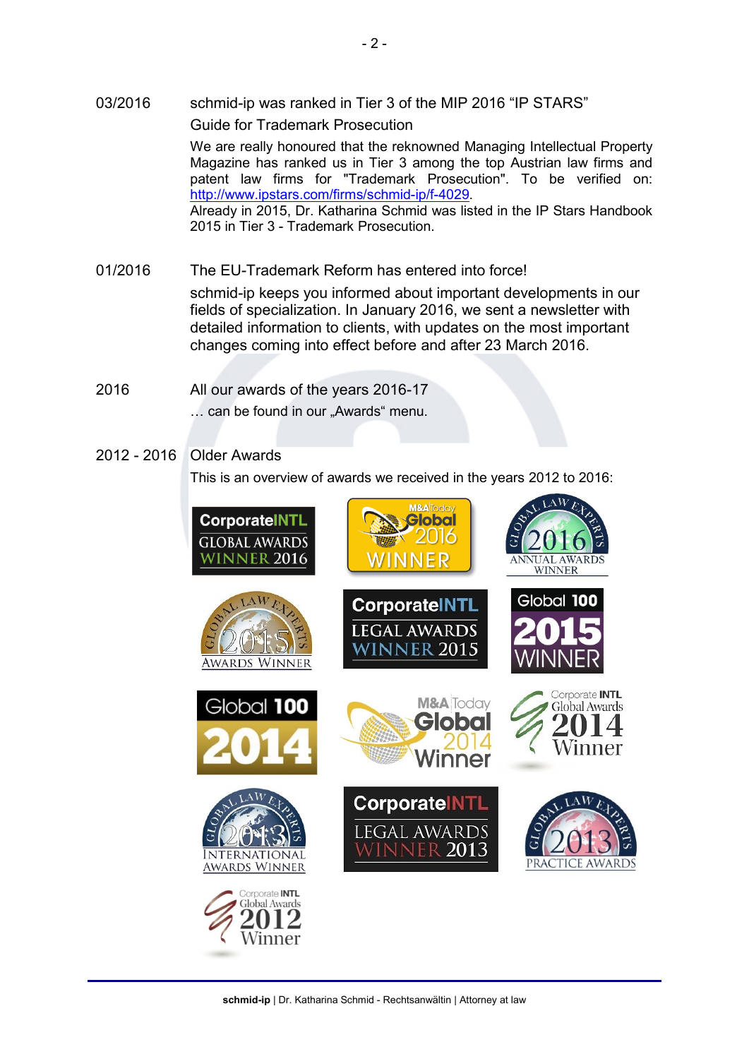03/2016 **schmid-ip was ranked in Tier 3 of the MIP 2016 "IP STARS" Guide for Trademark Prosecution**

We are really honoured that the reknowned Managing Intellectual Property Magazine has ranked us in Tier 3 among the top Austrian law firms and patent law firms for "Trademark Prosecution". To be verified on: http://www.ipstars.com/firms/schmid-ip/f-4029.
Already in 2015, Dr. Katharina Schmid was listed in the IP Stars Handbook 2015 in Tier 3 - Trademark Prosecution.

01/2016 **The EU-Trademark Reform has entered into force!**

schmid-ip keeps you informed about important developments in our fields of specialization. In January 2016, we sent a newsletter with detailed information to clients, with updates on the most important changes coming into effect before and after 23 March 2016.

2016 **All our awards of the years 2016-17**

… can be found in our „Awards" menu.

2012 - 2016 **Older Awards**

This is an overview of awards we received in the years 2012 to 2016:

CorporateINTL GLOBAL AWARDS WINNER 2016

M&A Today Global 2016 WINNER

GLOBAL LAW EXPERTS 2016 ANNUAL AWARDS WINNER

GLOBAL LAW EXPERTS 2015 AWARDS WINNER

CorporateINTL LEGAL AWARDS WINNER 2015

Global 100 2015 WINNER

Global 100 2014

M&A Today Global 2014 Winner

Corporate INTL Global Awards 2014 Winner

GLOBAL LAW EXPERTS 2013 INTERNATIONAL AWARDS WINNER

CorporateINTL LEGAL AWARDS WINNER 2013

GLOBAL LAW EXPERTS 2013 PRACTICE AWARDS

Corporate INTL Global Awards 2012 Winner

**schmid-ip** | Dr. Katharina Schmid - Rechtsanwältin | Attorney at law